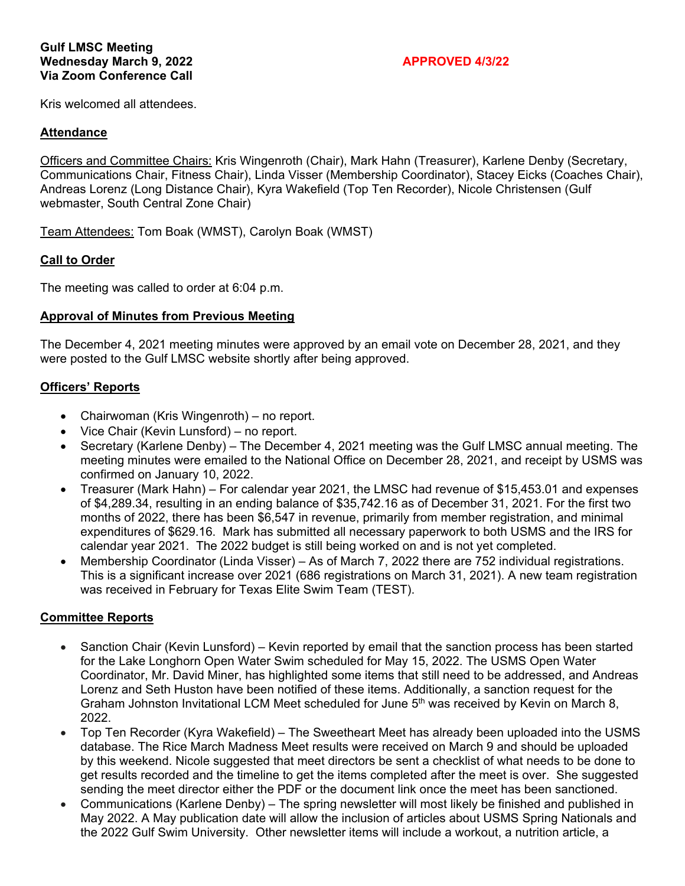**Gulf LMSC Meeting**
**Wednesday March 9, 2022**
**Via Zoom Conference Call**

**APPROVED 4/3/22**

Kris welcomed all attendees.

## Attendance

Officers and Committee Chairs: Kris Wingenroth (Chair), Mark Hahn (Treasurer), Karlene Denby (Secretary, Communications Chair, Fitness Chair), Linda Visser (Membership Coordinator), Stacey Eicks (Coaches Chair), Andreas Lorenz (Long Distance Chair), Kyra Wakefield (Top Ten Recorder), Nicole Christensen (Gulf webmaster, South Central Zone Chair)

Team Attendees: Tom Boak (WMST), Carolyn Boak (WMST)

## Call to Order

The meeting was called to order at 6:04 p.m.

## Approval of Minutes from Previous Meeting

The December 4, 2021 meeting minutes were approved by an email vote on December 28, 2021, and they were posted to the Gulf LMSC website shortly after being approved.

## Officers' Reports

- Chairwoman (Kris Wingenroth) – no report.
- Vice Chair (Kevin Lunsford) – no report.
- Secretary (Karlene Denby) – The December 4, 2021 meeting was the Gulf LMSC annual meeting. The meeting minutes were emailed to the National Office on December 28, 2021, and receipt by USMS was confirmed on January 10, 2022.
- Treasurer (Mark Hahn) – For calendar year 2021, the LMSC had revenue of $15,453.01 and expenses of $4,289.34, resulting in an ending balance of $35,742.16 as of December 31, 2021. For the first two months of 2022, there has been $6,547 in revenue, primarily from member registration, and minimal expenditures of $629.16. Mark has submitted all necessary paperwork to both USMS and the IRS for calendar year 2021. The 2022 budget is still being worked on and is not yet completed.
- Membership Coordinator (Linda Visser) – As of March 7, 2022 there are 752 individual registrations. This is a significant increase over 2021 (686 registrations on March 31, 2021). A new team registration was received in February for Texas Elite Swim Team (TEST).

## Committee Reports

- Sanction Chair (Kevin Lunsford) – Kevin reported by email that the sanction process has been started for the Lake Longhorn Open Water Swim scheduled for May 15, 2022. The USMS Open Water Coordinator, Mr. David Miner, has highlighted some items that still need to be addressed, and Andreas Lorenz and Seth Huston have been notified of these items. Additionally, a sanction request for the Graham Johnston Invitational LCM Meet scheduled for June 5th was received by Kevin on March 8, 2022.
- Top Ten Recorder (Kyra Wakefield) – The Sweetheart Meet has already been uploaded into the USMS database. The Rice March Madness Meet results were received on March 9 and should be uploaded by this weekend. Nicole suggested that meet directors be sent a checklist of what needs to be done to get results recorded and the timeline to get the items completed after the meet is over. She suggested sending the meet director either the PDF or the document link once the meet has been sanctioned.
- Communications (Karlene Denby) – The spring newsletter will most likely be finished and published in May 2022. A May publication date will allow the inclusion of articles about USMS Spring Nationals and the 2022 Gulf Swim University. Other newsletter items will include a workout, a nutrition article, a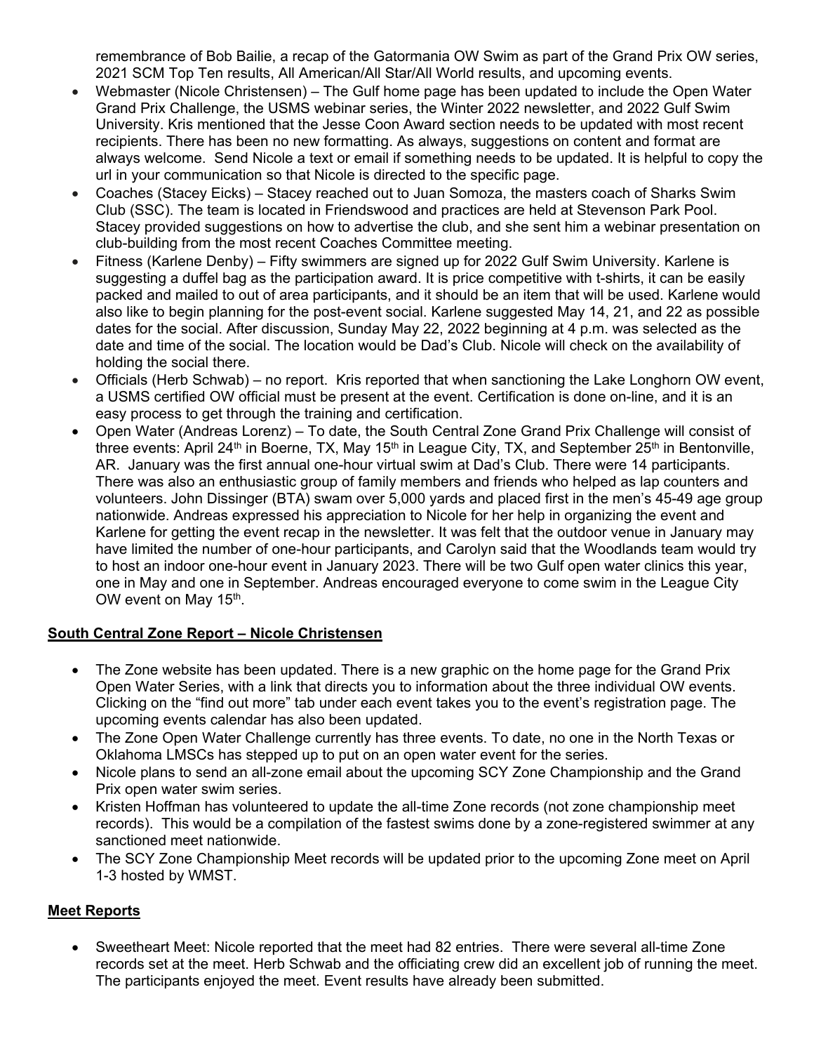remembrance of Bob Bailie, a recap of the Gatormania OW Swim as part of the Grand Prix OW series, 2021 SCM Top Ten results, All American/All Star/All World results, and upcoming events.

- Webmaster (Nicole Christensen) – The Gulf home page has been updated to include the Open Water Grand Prix Challenge, the USMS webinar series, the Winter 2022 newsletter, and 2022 Gulf Swim University. Kris mentioned that the Jesse Coon Award section needs to be updated with most recent recipients. There has been no new formatting. As always, suggestions on content and format are always welcome. Send Nicole a text or email if something needs to be updated. It is helpful to copy the url in your communication so that Nicole is directed to the specific page.
- Coaches (Stacey Eicks) – Stacey reached out to Juan Somoza, the masters coach of Sharks Swim Club (SSC). The team is located in Friendswood and practices are held at Stevenson Park Pool. Stacey provided suggestions on how to advertise the club, and she sent him a webinar presentation on club-building from the most recent Coaches Committee meeting.
- Fitness (Karlene Denby) – Fifty swimmers are signed up for 2022 Gulf Swim University. Karlene is suggesting a duffel bag as the participation award. It is price competitive with t-shirts, it can be easily packed and mailed to out of area participants, and it should be an item that will be used. Karlene would also like to begin planning for the post-event social. Karlene suggested May 14, 21, and 22 as possible dates for the social. After discussion, Sunday May 22, 2022 beginning at 4 p.m. was selected as the date and time of the social. The location would be Dad's Club. Nicole will check on the availability of holding the social there.
- Officials (Herb Schwab) – no report. Kris reported that when sanctioning the Lake Longhorn OW event, a USMS certified OW official must be present at the event. Certification is done on-line, and it is an easy process to get through the training and certification.
- Open Water (Andreas Lorenz) – To date, the South Central Zone Grand Prix Challenge will consist of three events: April 24th in Boerne, TX, May 15th in League City, TX, and September 25th in Bentonville, AR. January was the first annual one-hour virtual swim at Dad's Club. There were 14 participants. There was also an enthusiastic group of family members and friends who helped as lap counters and volunteers. John Dissinger (BTA) swam over 5,000 yards and placed first in the men's 45-49 age group nationwide. Andreas expressed his appreciation to Nicole for her help in organizing the event and Karlene for getting the event recap in the newsletter. It was felt that the outdoor venue in January may have limited the number of one-hour participants, and Carolyn said that the Woodlands team would try to host an indoor one-hour event in January 2023. There will be two Gulf open water clinics this year, one in May and one in September. Andreas encouraged everyone to come swim in the League City OW event on May 15th.

## South Central Zone Report – Nicole Christensen

- The Zone website has been updated. There is a new graphic on the home page for the Grand Prix Open Water Series, with a link that directs you to information about the three individual OW events. Clicking on the "find out more" tab under each event takes you to the event's registration page. The upcoming events calendar has also been updated.
- The Zone Open Water Challenge currently has three events. To date, no one in the North Texas or Oklahoma LMSCs has stepped up to put on an open water event for the series.
- Nicole plans to send an all-zone email about the upcoming SCY Zone Championship and the Grand Prix open water swim series.
- Kristen Hoffman has volunteered to update the all-time Zone records (not zone championship meet records). This would be a compilation of the fastest swims done by a zone-registered swimmer at any sanctioned meet nationwide.
- The SCY Zone Championship Meet records will be updated prior to the upcoming Zone meet on April 1-3 hosted by WMST.

## Meet Reports

- Sweetheart Meet: Nicole reported that the meet had 82 entries. There were several all-time Zone records set at the meet. Herb Schwab and the officiating crew did an excellent job of running the meet. The participants enjoyed the meet. Event results have already been submitted.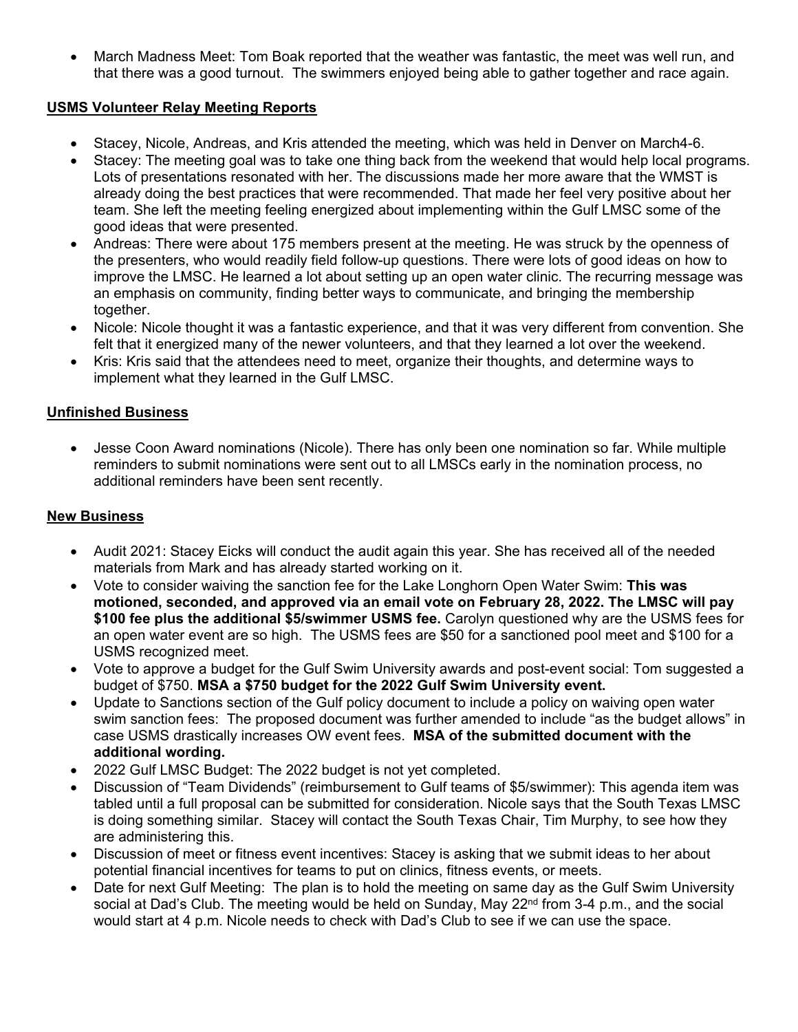- March Madness Meet: Tom Boak reported that the weather was fantastic, the meet was well run, and that there was a good turnout. The swimmers enjoyed being able to gather together and race again.

**USMS Volunteer Relay Meeting Reports**

- Stacey, Nicole, Andreas, and Kris attended the meeting, which was held in Denver on March4-6.
- Stacey: The meeting goal was to take one thing back from the weekend that would help local programs. Lots of presentations resonated with her. The discussions made her more aware that the WMST is already doing the best practices that were recommended. That made her feel very positive about her team. She left the meeting feeling energized about implementing within the Gulf LMSC some of the good ideas that were presented.
- Andreas: There were about 175 members present at the meeting. He was struck by the openness of the presenters, who would readily field follow-up questions. There were lots of good ideas on how to improve the LMSC. He learned a lot about setting up an open water clinic. The recurring message was an emphasis on community, finding better ways to communicate, and bringing the membership together.
- Nicole: Nicole thought it was a fantastic experience, and that it was very different from convention. She felt that it energized many of the newer volunteers, and that they learned a lot over the weekend.
- Kris: Kris said that the attendees need to meet, organize their thoughts, and determine ways to implement what they learned in the Gulf LMSC.

**Unfinished Business**

- Jesse Coon Award nominations (Nicole). There has only been one nomination so far. While multiple reminders to submit nominations were sent out to all LMSCs early in the nomination process, no additional reminders have been sent recently.

**New Business**

- Audit 2021: Stacey Eicks will conduct the audit again this year. She has received all of the needed materials from Mark and has already started working on it.
- Vote to consider waiving the sanction fee for the Lake Longhorn Open Water Swim: **This was motioned, seconded, and approved via an email vote on February 28, 2022. The LMSC will pay $100 fee plus the additional $5/swimmer USMS fee.** Carolyn questioned why are the USMS fees for an open water event are so high. The USMS fees are $50 for a sanctioned pool meet and $100 for a USMS recognized meet.
- Vote to approve a budget for the Gulf Swim University awards and post-event social: Tom suggested a budget of $750. **MSA a $750 budget for the 2022 Gulf Swim University event.**
- Update to Sanctions section of the Gulf policy document to include a policy on waiving open water swim sanction fees: The proposed document was further amended to include "as the budget allows" in case USMS drastically increases OW event fees. **MSA of the submitted document with the additional wording.**
- 2022 Gulf LMSC Budget: The 2022 budget is not yet completed.
- Discussion of "Team Dividends" (reimbursement to Gulf teams of $5/swimmer): This agenda item was tabled until a full proposal can be submitted for consideration. Nicole says that the South Texas LMSC is doing something similar. Stacey will contact the South Texas Chair, Tim Murphy, to see how they are administering this.
- Discussion of meet or fitness event incentives: Stacey is asking that we submit ideas to her about potential financial incentives for teams to put on clinics, fitness events, or meets.
- Date for next Gulf Meeting: The plan is to hold the meeting on same day as the Gulf Swim University social at Dad's Club. The meeting would be held on Sunday, May 22nd from 3-4 p.m., and the social would start at 4 p.m. Nicole needs to check with Dad's Club to see if we can use the space.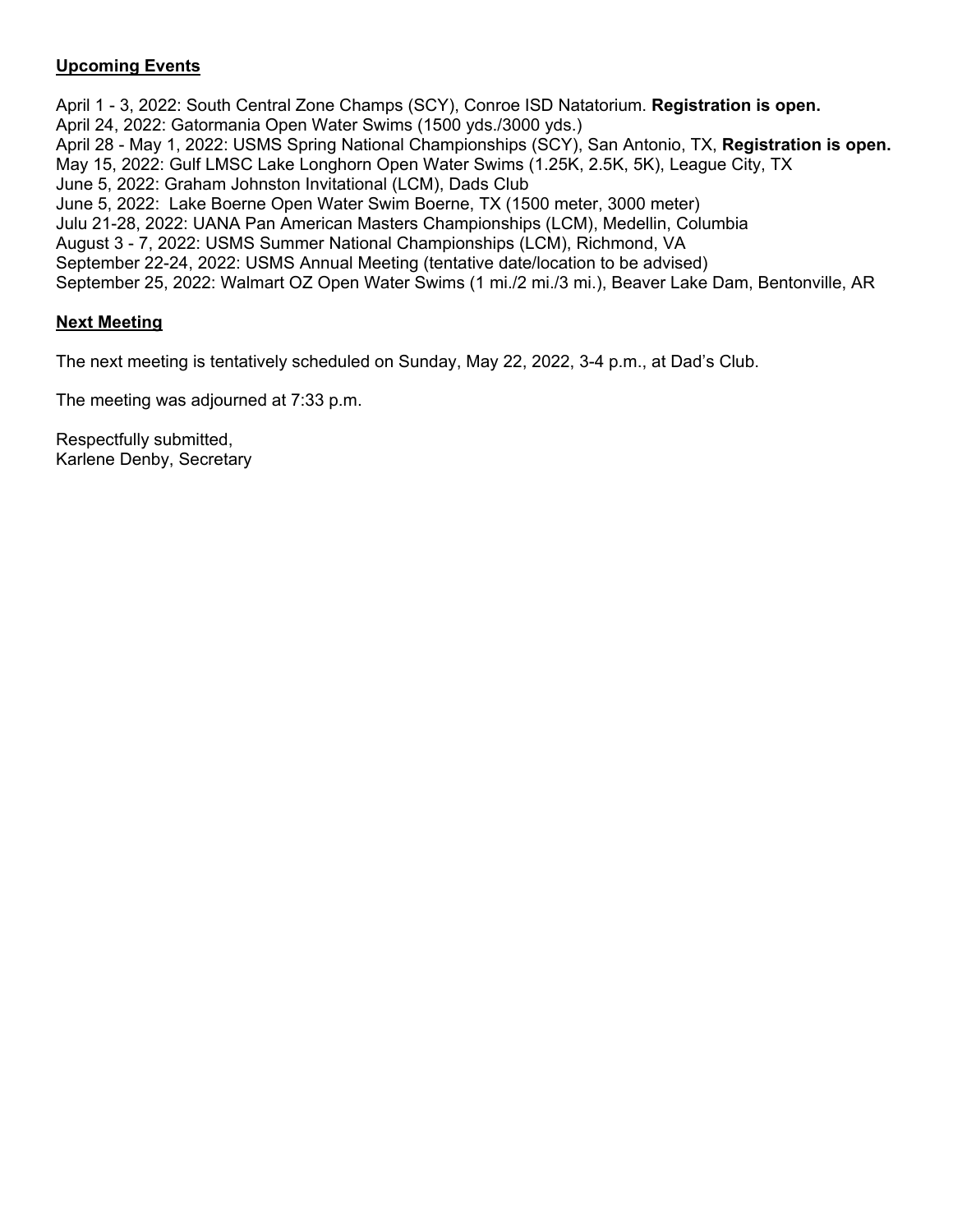**Upcoming Events**

April 1 - 3, 2022: South Central Zone Champs (SCY), Conroe ISD Natatorium. **Registration is open.**
April 24, 2022: Gatormania Open Water Swims (1500 yds./3000 yds.)
April 28 - May 1, 2022: USMS Spring National Championships (SCY), San Antonio, TX, **Registration is open.**
May 15, 2022: Gulf LMSC Lake Longhorn Open Water Swims (1.25K, 2.5K, 5K), League City, TX
June 5, 2022: Graham Johnston Invitational (LCM), Dads Club
June 5, 2022: Lake Boerne Open Water Swim Boerne, TX (1500 meter, 3000 meter)
Julu 21-28, 2022: UANA Pan American Masters Championships (LCM), Medellin, Columbia
August 3 - 7, 2022: USMS Summer National Championships (LCM), Richmond, VA
September 22-24, 2022: USMS Annual Meeting (tentative date/location to be advised)
September 25, 2022: Walmart OZ Open Water Swims (1 mi./2 mi./3 mi.), Beaver Lake Dam, Bentonville, AR

**Next Meeting**

The next meeting is tentatively scheduled on Sunday, May 22, 2022, 3-4 p.m., at Dad's Club.

The meeting was adjourned at 7:33 p.m.

Respectfully submitted,
Karlene Denby, Secretary